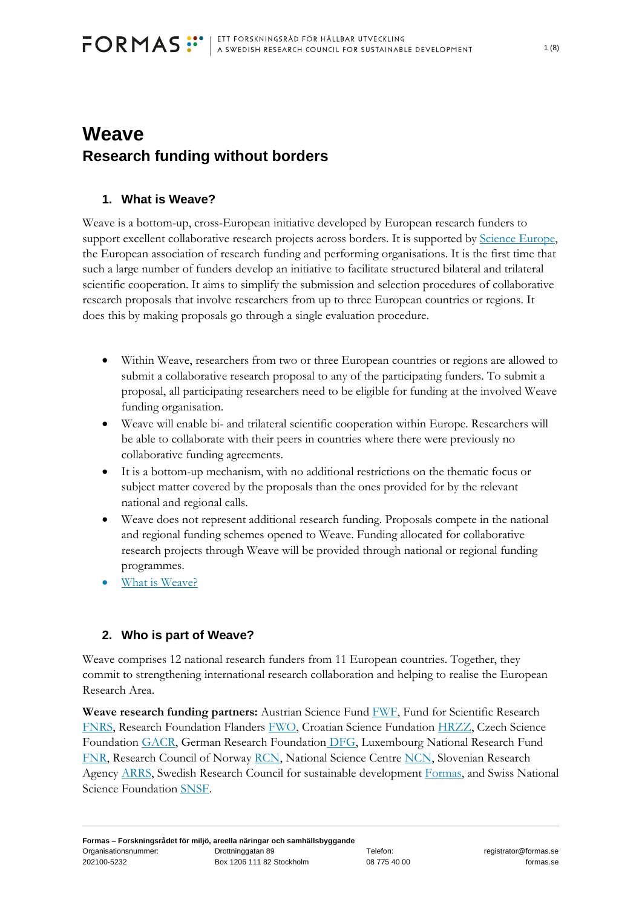# Weave

## Research funding without borders

### 1. What is Weave?

Weave is a bottom-up, cross-European initiative developed by European research funders to support excellent collaborative research projects across borders. It is supported by Science Europe, the European association of research funding and performing organisations. It is the first time that such a large number of funders develop an initiative to facilitate structured bilateral and trilateral scientific cooperation. It aims to simplify the submission and selection procedures of collaborative research proposals that involve researchers from up to three European countries or regions. It does this by making proposals go through a single evaluation procedure.

- Within Weave, researchers from two or three European countries or regions are allowed to submit a collaborative research proposal to any of the participating funders. To submit a proposal, all participating researchers need to be eligible for funding at the involved Weave funding organisation.
- Weave will enable bi- and trilateral scientific cooperation within Europe. Researchers will be able to collaborate with their peers in countries where there were previously no collaborative funding agreements.
- It is a bottom-up mechanism, with no additional restrictions on the thematic focus or subject matter covered by the proposals than the ones provided for by the relevant national and regional calls.
- Weave does not represent additional research funding. Proposals compete in the national and regional funding schemes opened to Weave. Funding allocated for collaborative research projects through Weave will be provided through national or regional funding programmes.
- What is Weave?

### 2. Who is part of Weave?

Weave comprises 12 national research funders from 11 European countries. Together, they commit to strengthening international research collaboration and helping to realise the European Research Area.

**Weave research funding partners:** Austrian Science Fund FWF, Fund for Scientific Research FNRS, Research Foundation Flanders FWO, Croatian Science Fundation HRZZ, Czech Science Foundation GACR, German Research Foundation DFG, Luxembourg National Research Fund FNR, Research Council of Norway RCN, National Science Centre NCN, Slovenian Research Agency ARRS, Swedish Research Council for sustainable development Formas, and Swiss National Science Foundation SNSF.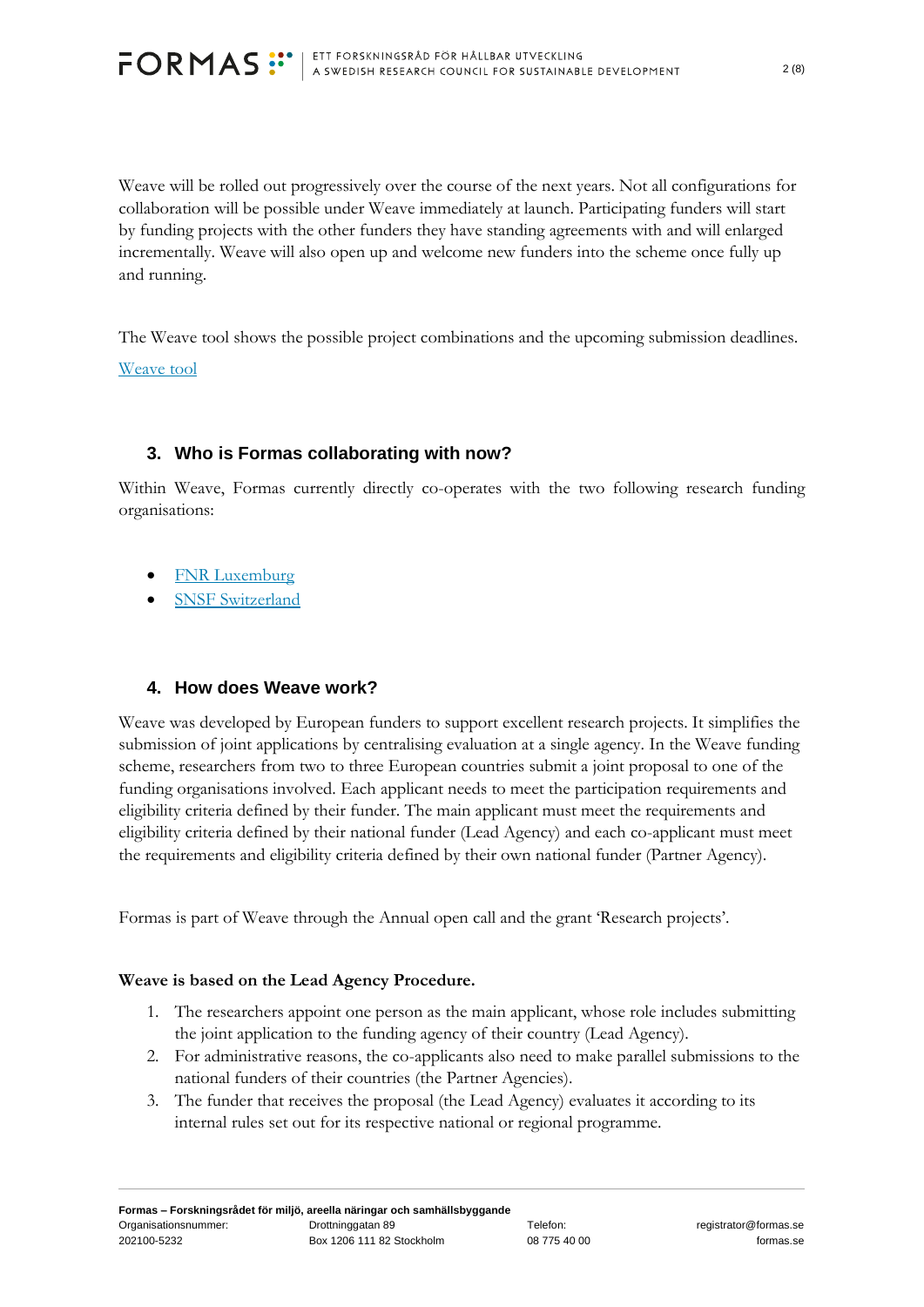Weave will be rolled out progressively over the course of the next years. Not all configurations for collaboration will be possible under Weave immediately at launch. Participating funders will start by funding projects with the other funders they have standing agreements with and will enlarged incrementally. Weave will also open up and welcome new funders into the scheme once fully up and running.

The Weave tool shows the possible project combinations and the upcoming submission deadlines.

Weave tool

## 3. Who is Formas collaborating with now?

Within Weave, Formas currently directly co-operates with the two following research funding organisations:

- FNR Luxemburg
- SNSF Switzerland

## 4. How does Weave work?

Weave was developed by European funders to support excellent research projects. It simplifies the submission of joint applications by centralising evaluation at a single agency. In the Weave funding scheme, researchers from two to three European countries submit a joint proposal to one of the funding organisations involved. Each applicant needs to meet the participation requirements and eligibility criteria defined by their funder. The main applicant must meet the requirements and eligibility criteria defined by their national funder (Lead Agency) and each co-applicant must meet the requirements and eligibility criteria defined by their own national funder (Partner Agency).

Formas is part of Weave through the Annual open call and the grant 'Research projects'.

**Weave is based on the Lead Agency Procedure.**

1. The researchers appoint one person as the main applicant, whose role includes submitting the joint application to the funding agency of their country (Lead Agency).
2. For administrative reasons, the co-applicants also need to make parallel submissions to the national funders of their countries (the Partner Agencies).
3. The funder that receives the proposal (the Lead Agency) evaluates it according to its internal rules set out for its respective national or regional programme.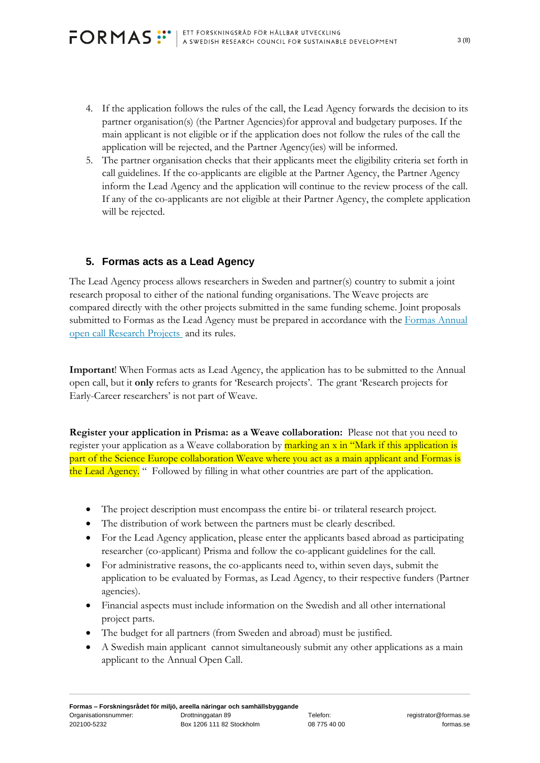4. If the application follows the rules of the call, the Lead Agency forwards the decision to its partner organisation(s) (the Partner Agencies)for approval and budgetary purposes. If the main applicant is not eligible or if the application does not follow the rules of the call the application will be rejected, and the Partner Agency(ies) will be informed.
5. The partner organisation checks that their applicants meet the eligibility criteria set forth in call guidelines. If the co-applicants are eligible at the Partner Agency, the Partner Agency inform the Lead Agency and the application will continue to the review process of the call. If any of the co-applicants are not eligible at their Partner Agency, the complete application will be rejected.

## 5. Formas acts as a Lead Agency

The Lead Agency process allows researchers in Sweden and partner(s) country to submit a joint research proposal to either of the national funding organisations. The Weave projects are compared directly with the other projects submitted in the same funding scheme. Joint proposals submitted to Formas as the Lead Agency must be prepared in accordance with the Formas Annual open call Research Projects and its rules.

**Important**! When Formas acts as Lead Agency, the application has to be submitted to the Annual open call, but it **only** refers to grants for 'Research projects'. The grant 'Research projects for Early-Career researchers' is not part of Weave.

**Register your application in Prisma: as a Weave collaboration:** Please not that you need to register your application as a Weave collaboration by marking an x in "Mark if this application is part of the Science Europe collaboration Weave where you act as a main applicant and Formas is the Lead Agency. " Followed by filling in what other countries are part of the application.

- The project description must encompass the entire bi- or trilateral research project.
- The distribution of work between the partners must be clearly described.
- For the Lead Agency application, please enter the applicants based abroad as participating researcher (co-applicant) Prisma and follow the co-applicant guidelines for the call.
- For administrative reasons, the co-applicants need to, within seven days, submit the application to be evaluated by Formas, as Lead Agency, to their respective funders (Partner agencies).
- Financial aspects must include information on the Swedish and all other international project parts.
- The budget for all partners (from Sweden and abroad) must be justified.
- A Swedish main applicant cannot simultaneously submit any other applications as a main applicant to the Annual Open Call.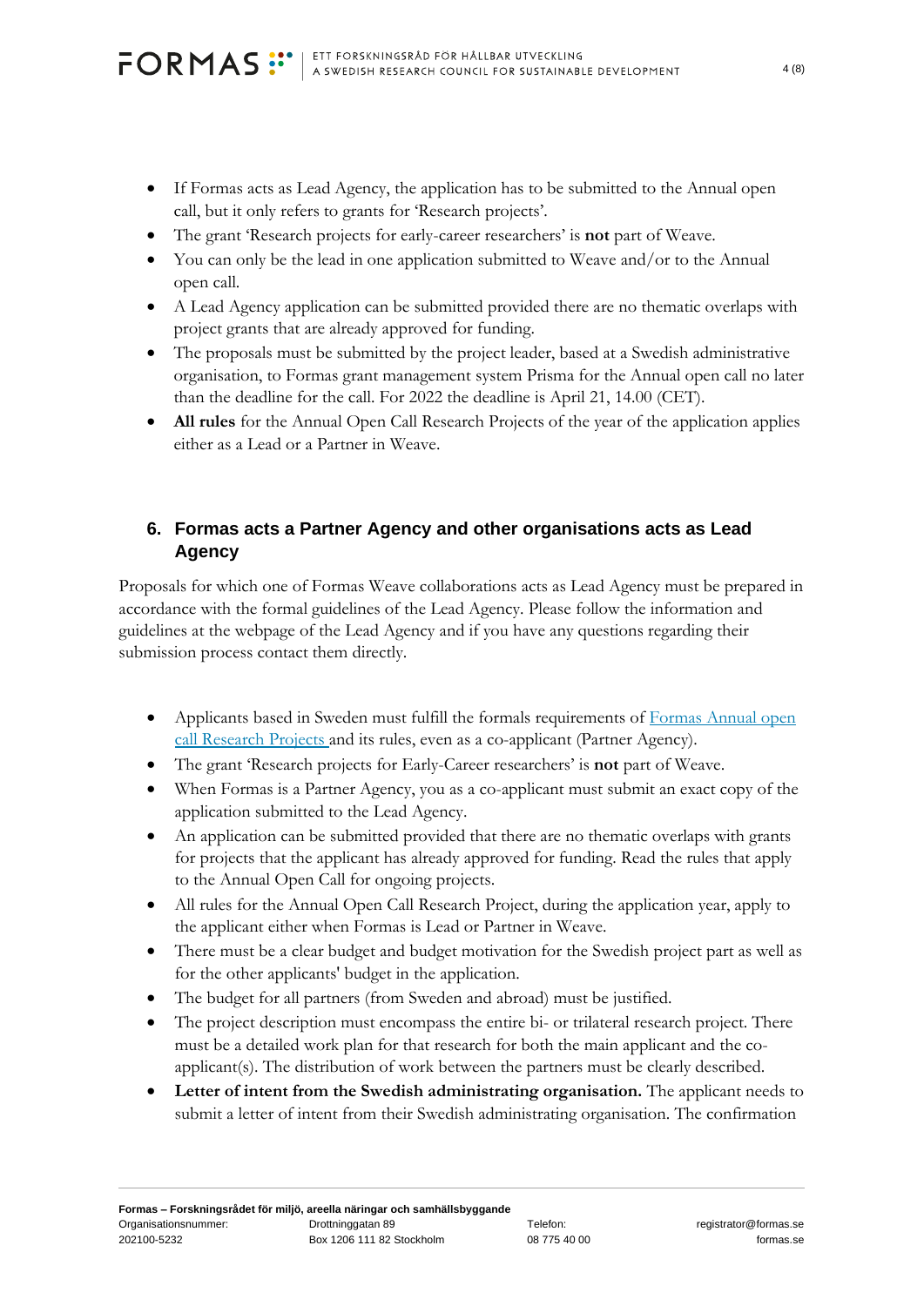- If Formas acts as Lead Agency, the application has to be submitted to the Annual open call, but it only refers to grants for 'Research projects'.
- The grant 'Research projects for early-career researchers' is **not** part of Weave.
- You can only be the lead in one application submitted to Weave and/or to the Annual open call.
- A Lead Agency application can be submitted provided there are no thematic overlaps with project grants that are already approved for funding.
- The proposals must be submitted by the project leader, based at a Swedish administrative organisation, to Formas grant management system Prisma for the Annual open call no later than the deadline for the call. For 2022 the deadline is April 21, 14.00 (CET).
- **All rules** for the Annual Open Call Research Projects of the year of the application applies either as a Lead or a Partner in Weave.

## 6. Formas acts a Partner Agency and other organisations acts as Lead Agency

Proposals for which one of Formas Weave collaborations acts as Lead Agency must be prepared in accordance with the formal guidelines of the Lead Agency. Please follow the information and guidelines at the webpage of the Lead Agency and if you have any questions regarding their submission process contact them directly.

- Applicants based in Sweden must fulfill the formals requirements of [Formas Annual open call Research Projects ]and its rules, even as a co-applicant (Partner Agency).
- The grant 'Research projects for Early-Career researchers' is **not** part of Weave.
- When Formas is a Partner Agency, you as a co-applicant must submit an exact copy of the application submitted to the Lead Agency.
- An application can be submitted provided that there are no thematic overlaps with grants for projects that the applicant has already approved for funding. Read the rules that apply to the Annual Open Call for ongoing projects.
- All rules for the Annual Open Call Research Project, during the application year, apply to the applicant either when Formas is Lead or Partner in Weave.
- There must be a clear budget and budget motivation for the Swedish project part as well as for the other applicants' budget in the application.
- The budget for all partners (from Sweden and abroad) must be justified.
- The project description must encompass the entire bi- or trilateral research project. There must be a detailed work plan for that research for both the main applicant and the co-applicant(s). The distribution of work between the partners must be clearly described.
- **Letter of intent from the Swedish administrating organisation.** The applicant needs to submit a letter of intent from their Swedish administrating organisation. The confirmation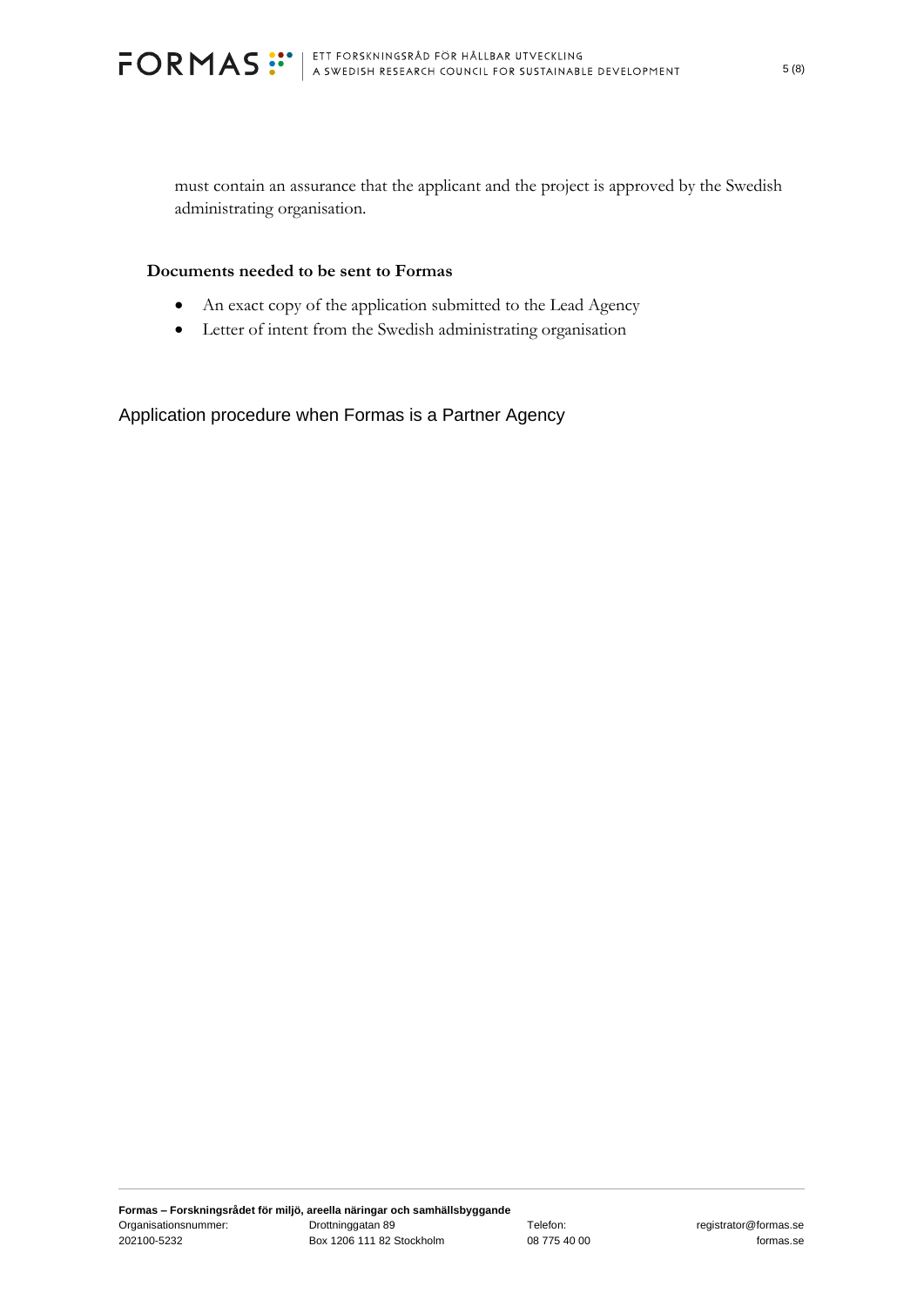must contain an assurance that the applicant and the project is approved by the Swedish administrating organisation.

### Documents needed to be sent to Formas

- An exact copy of the application submitted to the Lead Agency
- Letter of intent from the Swedish administrating organisation

## Application procedure when Formas is a Partner Agency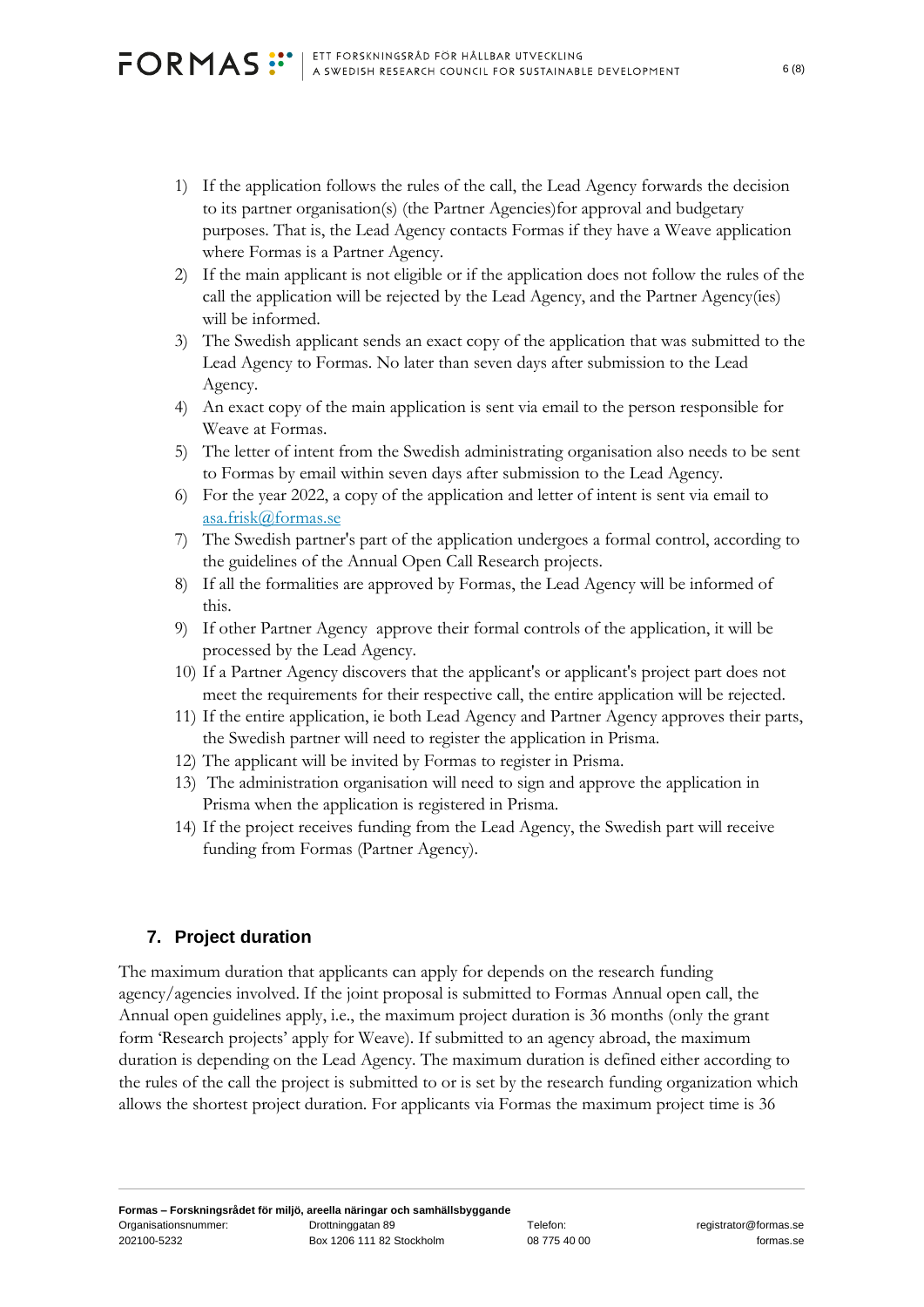1) If the application follows the rules of the call, the Lead Agency forwards the decision to its partner organisation(s) (the Partner Agencies)for approval and budgetary purposes. That is, the Lead Agency contacts Formas if they have a Weave application where Formas is a Partner Agency.
2) If the main applicant is not eligible or if the application does not follow the rules of the call the application will be rejected by the Lead Agency, and the Partner Agency(ies) will be informed.
3) The Swedish applicant sends an exact copy of the application that was submitted to the Lead Agency to Formas. No later than seven days after submission to the Lead Agency.
4) An exact copy of the main application is sent via email to the person responsible for Weave at Formas.
5) The letter of intent from the Swedish administrating organisation also needs to be sent to Formas by email within seven days after submission to the Lead Agency.
6) For the year 2022, a copy of the application and letter of intent is sent via email to [asa.frisk@formas.se](mailto:asa.frisk@formas.se)
7) The Swedish partner's part of the application undergoes a formal control, according to the guidelines of the Annual Open Call Research projects.
8) If all the formalities are approved by Formas, the Lead Agency will be informed of this.
9) If other Partner Agency approve their formal controls of the application, it will be processed by the Lead Agency.
10) If a Partner Agency discovers that the applicant's or applicant's project part does not meet the requirements for their respective call, the entire application will be rejected.
11) If the entire application, ie both Lead Agency and Partner Agency approves their parts, the Swedish partner will need to register the application in Prisma.
12) The applicant will be invited by Formas to register in Prisma.
13) The administration organisation will need to sign and approve the application in Prisma when the application is registered in Prisma.
14) If the project receives funding from the Lead Agency, the Swedish part will receive funding from Formas (Partner Agency).

## 7. Project duration

The maximum duration that applicants can apply for depends on the research funding agency/agencies involved. If the joint proposal is submitted to Formas Annual open call, the Annual open guidelines apply, i.e., the maximum project duration is 36 months (only the grant form 'Research projects' apply for Weave). If submitted to an agency abroad, the maximum duration is depending on the Lead Agency. The maximum duration is defined either according to the rules of the call the project is submitted to or is set by the research funding organization which allows the shortest project duration. For applicants via Formas the maximum project time is 36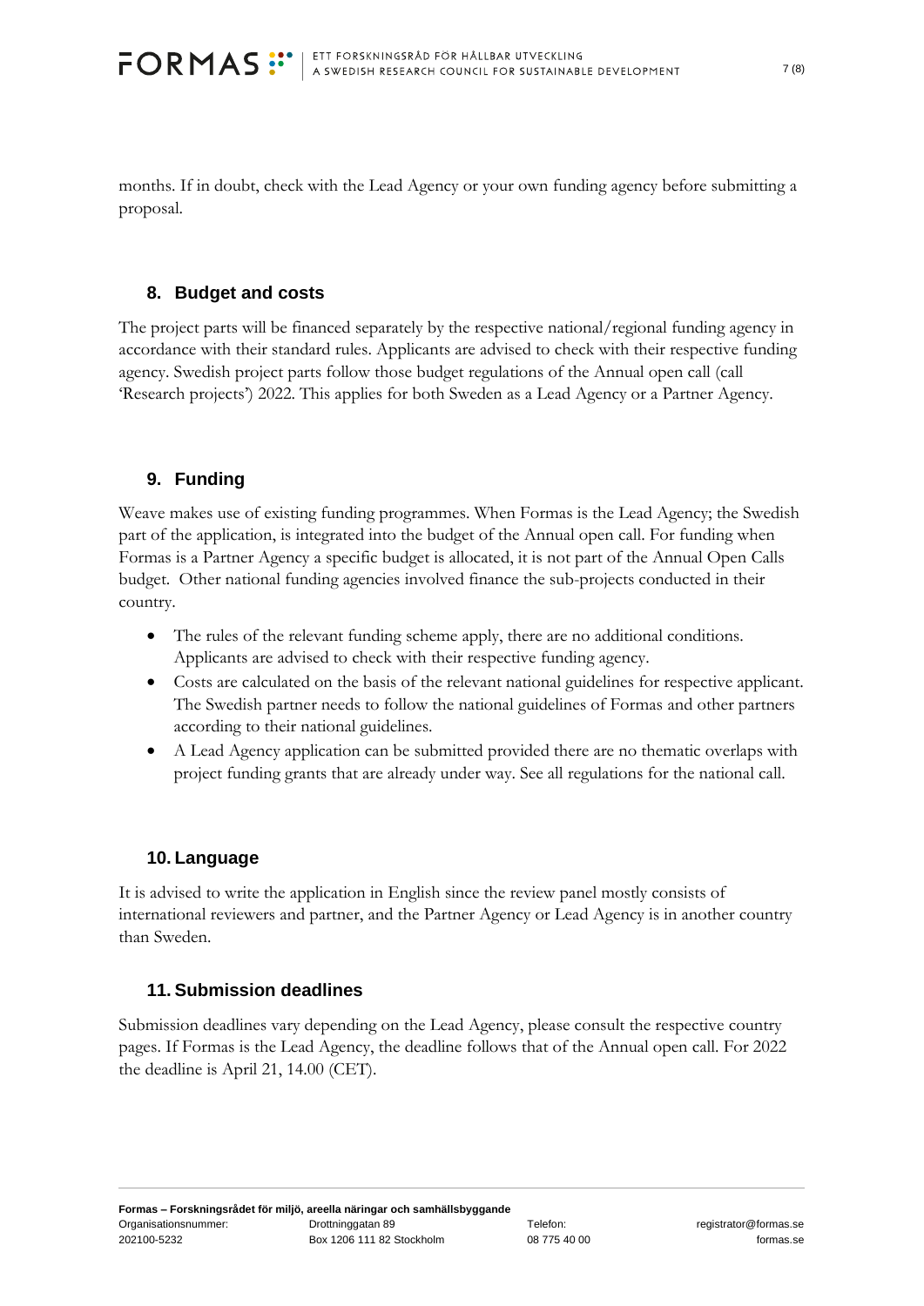months. If in doubt, check with the Lead Agency or your own funding agency before submitting a proposal.

## 8. Budget and costs

The project parts will be financed separately by the respective national/regional funding agency in accordance with their standard rules. Applicants are advised to check with their respective funding agency. Swedish project parts follow those budget regulations of the Annual open call (call 'Research projects') 2022. This applies for both Sweden as a Lead Agency or a Partner Agency.

## 9. Funding

Weave makes use of existing funding programmes. When Formas is the Lead Agency; the Swedish part of the application, is integrated into the budget of the Annual open call. For funding when Formas is a Partner Agency a specific budget is allocated, it is not part of the Annual Open Calls budget. Other national funding agencies involved finance the sub-projects conducted in their country.

- The rules of the relevant funding scheme apply, there are no additional conditions. Applicants are advised to check with their respective funding agency.
- Costs are calculated on the basis of the relevant national guidelines for respective applicant. The Swedish partner needs to follow the national guidelines of Formas and other partners according to their national guidelines.
- A Lead Agency application can be submitted provided there are no thematic overlaps with project funding grants that are already under way. See all regulations for the national call.

## 10. Language

It is advised to write the application in English since the review panel mostly consists of international reviewers and partner, and the Partner Agency or Lead Agency is in another country than Sweden.

## 11. Submission deadlines

Submission deadlines vary depending on the Lead Agency, please consult the respective country pages. If Formas is the Lead Agency, the deadline follows that of the Annual open call. For 2022 the deadline is April 21, 14.00 (CET).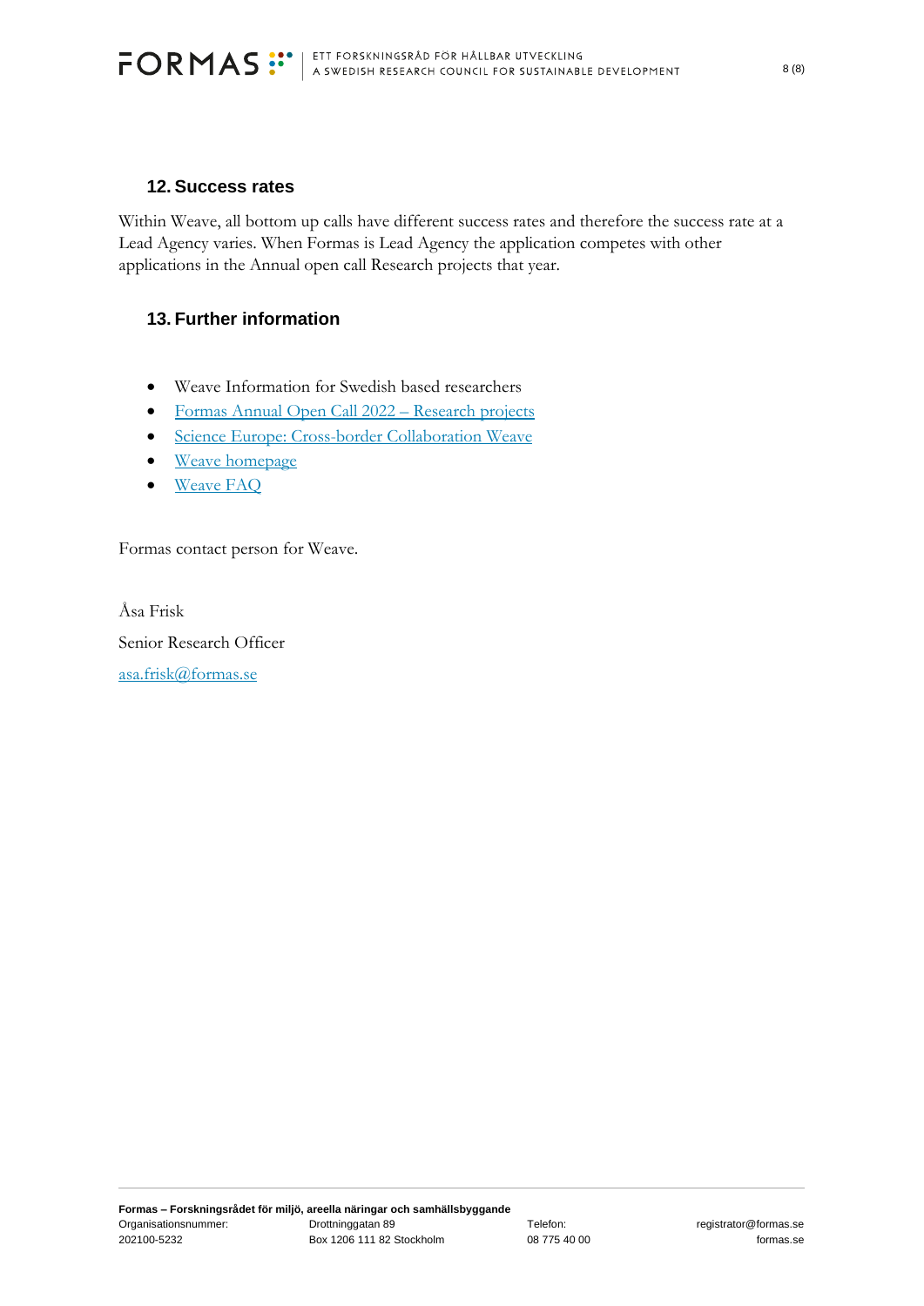## 12. Success rates

Within Weave, all bottom up calls have different success rates and therefore the success rate at a Lead Agency varies. When Formas is Lead Agency the application competes with other applications in the Annual open call Research projects that year.

## 13. Further information

- Weave Information for Swedish based researchers
- Formas Annual Open Call 2022 – Research projects
- Science Europe: Cross-border Collaboration Weave
- Weave homepage
- Weave FAQ

Formas contact person for Weave.

Åsa Frisk

Senior Research Officer

asa.frisk@formas.se